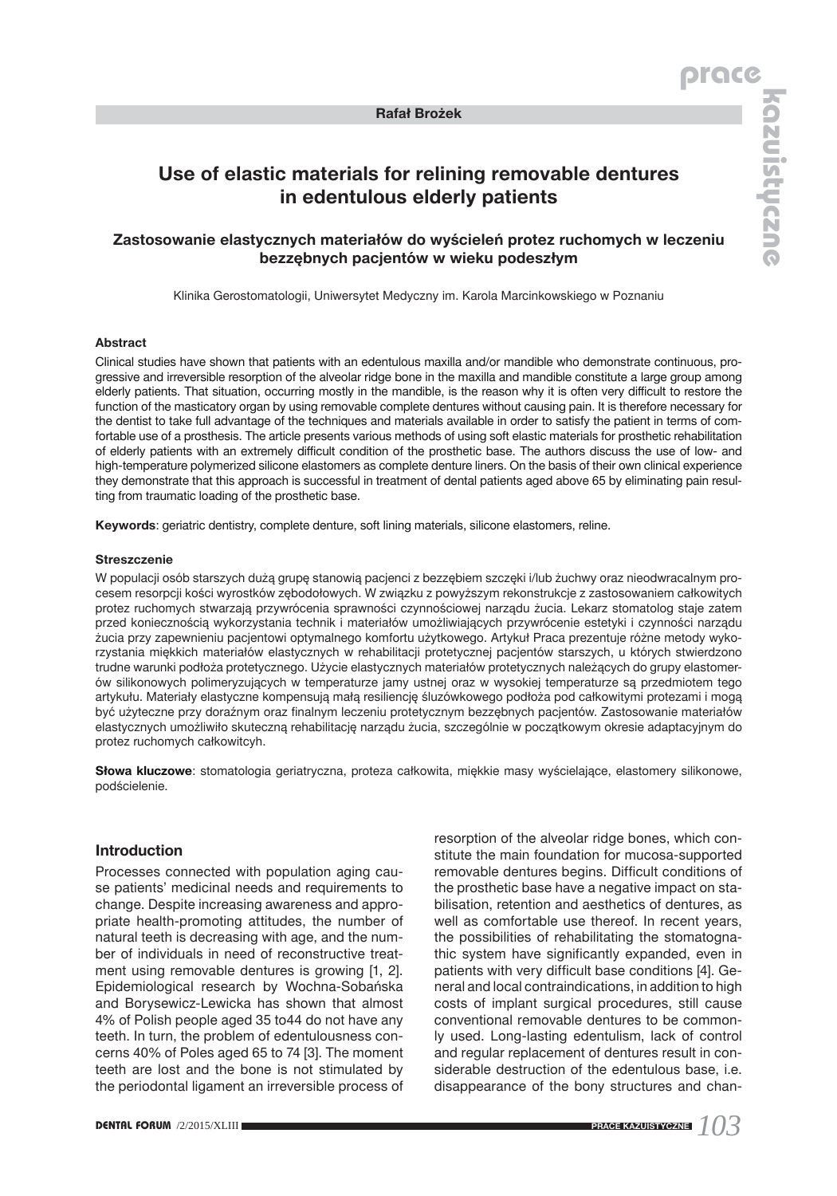**Rafał Brożek**

# Use of elastic materials for relining removable dentures in edentulous elderly patients

## Zastosowanie elastycznych materiałów do wyścieleń protez ruchomych w leczeniu bezzębnych pacjentów w wieku podeszłym

Klinika Gerostomatologii, Uniwersytet Medyczny im. Karola Marcinkowskiego w Poznaniu

### Abstract

Clinical studies have shown that patients with an edentulous maxilla and/or mandible who demonstrate continuous, progressive and irreversible resorption of the alveolar ridge bone in the maxilla and mandible constitute a large group among elderly patients. That situation, occurring mostly in the mandible, is the reason why it is often very difficult to restore the function of the masticatory organ by using removable complete dentures without causing pain. It is therefore necessary for the dentist to take full advantage of the techniques and materials available in order to satisfy the patient in terms of comfortable use of a prosthesis. The article presents various methods of using soft elastic materials for prosthetic rehabilitation of elderly patients with an extremely difficult condition of the prosthetic base. The authors discuss the use of low- and high-temperature polymerized silicone elastomers as complete denture liners. On the basis of their own clinical experience they demonstrate that this approach is successful in treatment of dental patients aged above 65 by eliminating pain resulting from traumatic loading of the prosthetic base.

**Keywords**: geriatric dentistry, complete denture, soft lining materials, silicone elastomers, reline.

### Streszczenie

W populacji osób starszych dużą grupę stanowią pacjenci z bezzębiem szczęki i/lub żuchwy oraz nieodwracalnym procesem resorpcji kości wyrostków zębodołowych. W związku z powyższym rekonstrukcje z zastosowaniem całkowitych protez ruchomych stwarzają przywrócenia sprawności czynnościowej narządu żucia. Lekarz stomatolog staje zatem przed koniecznością wykorzystania technik i materiałów umożliwiających przywrócenie estetyki i czynności narządu żucia przy zapewnieniu pacjentowi optymalnego komfortu użytkowego. Artykuł Praca prezentuje różne metody wykorzystania miękkich materiałów elastycznych w rehabilitacji protetycznej pacjentów starszych, u których stwierdzono trudne warunki podłoża protetycznego. Użycie elastycznych materiałów protetycznych należących do grupy elastomerów silikonowych polimeryzujących w temperaturze jamy ustnej oraz w wysokiej temperaturze są przedmiotem tego artykułu. Materiały elastyczne kompensują małą resiliencję śluzówkowego podłoża pod całkowitymi protezami i mogą być użyteczne przy doraźnym oraz finalnym leczeniu protetycznym bezzębnych pacjentów. Zastosowanie materiałów elastycznych umożliwiło skuteczną rehabilitację narządu żucia, szczególnie w początkowym okresie adaptacyjnym do protez ruchomych całkowitych.

**Słowa kluczowe**: stomatologia geriatryczna, proteza całkowita, miękkie masy wyścielające, elastomery silikonowe, podścielenie.

## Introduction

Processes connected with population aging cause patients' medicinal needs and requirements to change. Despite increasing awareness and appropriate health-promoting attitudes, the number of natural teeth is decreasing with age, and the number of individuals in need of reconstructive treatment using removable dentures is growing [1, 2]. Epidemiological research by Wochna-Sobańska and Borysewicz-Lewicka has shown that almost 4% of Polish people aged 35 to44 do not have any teeth. In turn, the problem of edentulousness concerns 40% of Poles aged 65 to 74 [3]. The moment teeth are lost and the bone is not stimulated by the periodontal ligament an irreversible process of resorption of the alveolar ridge bones, which constitute the main foundation for mucosa-supported removable dentures begins. Difficult conditions of the prosthetic base have a negative impact on stabilisation, retention and aesthetics of dentures, as well as comfortable use thereof. In recent years, the possibilities of rehabilitating the stomatognathic system have significantly expanded, even in patients with very difficult base conditions [4]. General and local contraindications, in addition to high costs of implant surgical procedures, still cause conventional removable dentures to be commonly used. Long-lasting edentulism, lack of control and regular replacement of dentures result in considerable destruction of the edentulous base, i.e. disappearance of the bony structures and chan-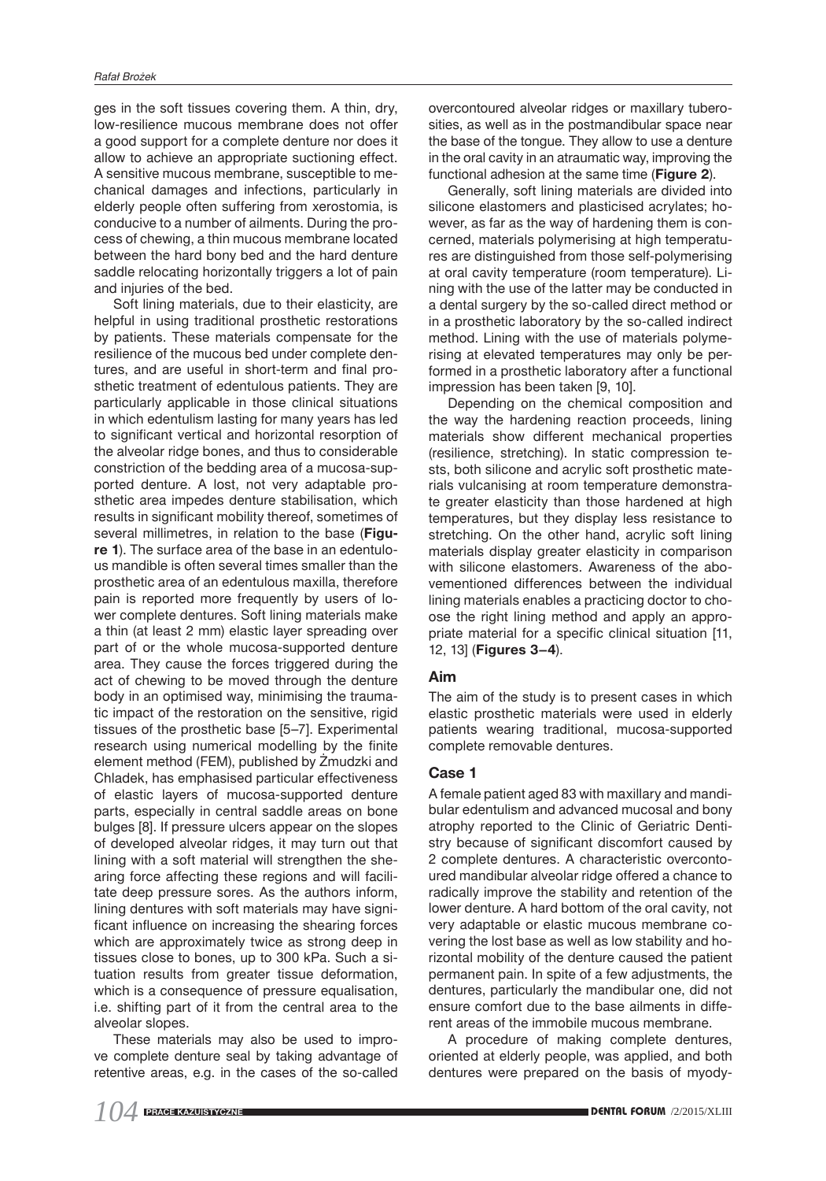ges in the soft tissues covering them. A thin, dry, low-resilience mucous membrane does not offer a good support for a complete denture nor does it allow to achieve an appropriate suctioning effect. A sensitive mucous membrane, susceptible to mechanical damages and infections, particularly in elderly people often suffering from xerostomia, is conducive to a number of ailments. During the process of chewing, a thin mucous membrane located between the hard bony bed and the hard denture saddle relocating horizontally triggers a lot of pain and injuries of the bed.

Soft lining materials, due to their elasticity, are helpful in using traditional prosthetic restorations by patients. These materials compensate for the resilience of the mucous bed under complete dentures, and are useful in short-term and final prosthetic treatment of edentulous patients. They are particularly applicable in those clinical situations in which edentulism lasting for many years has led to significant vertical and horizontal resorption of the alveolar ridge bones, and thus to considerable constriction of the bedding area of a mucosa-supported denture. A lost, not very adaptable prosthetic area impedes denture stabilisation, which results in significant mobility thereof, sometimes of several millimetres, in relation to the base (**Figure 1**). The surface area of the base in an edentulous mandible is often several times smaller than the prosthetic area of an edentulous maxilla, therefore pain is reported more frequently by users of lower complete dentures. Soft lining materials make a thin (at least 2 mm) elastic layer spreading over part of or the whole mucosa-supported denture area. They cause the forces triggered during the act of chewing to be moved through the denture body in an optimised way, minimising the traumatic impact of the restoration on the sensitive, rigid tissues of the prosthetic base [5–7]. Experimental research using numerical modelling by the finite element method (FEM), published by Żmudzki and Chladek, has emphasised particular effectiveness of elastic layers of mucosa-supported denture parts, especially in central saddle areas on bone bulges [8]. If pressure ulcers appear on the slopes of developed alveolar ridges, it may turn out that lining with a soft material will strengthen the shearing force affecting these regions and will facilitate deep pressure sores. As the authors inform, lining dentures with soft materials may have significant influence on increasing the shearing forces which are approximately twice as strong deep in tissues close to bones, up to 300 kPa. Such a situation results from greater tissue deformation, which is a consequence of pressure equalisation, i.e. shifting part of it from the central area to the alveolar slopes.

These materials may also be used to improve complete denture seal by taking advantage of retentive areas, e.g. in the cases of the so-called overcontoured alveolar ridges or maxillary tuberosities, as well as in the postmandibular space near the base of the tongue. They allow to use a denture in the oral cavity in an atraumatic way, improving the functional adhesion at the same time (**Figure 2**).

Generally, soft lining materials are divided into silicone elastomers and plasticised acrylates; however, as far as the way of hardening them is concerned, materials polymerising at high temperatures are distinguished from those self-polymerising at oral cavity temperature (room temperature). Lining with the use of the latter may be conducted in a dental surgery by the so-called direct method or in a prosthetic laboratory by the so-called indirect method. Lining with the use of materials polymerising at elevated temperatures may only be performed in a prosthetic laboratory after a functional impression has been taken [9, 10].

Depending on the chemical composition and the way the hardening reaction proceeds, lining materials show different mechanical properties (resilience, stretching). In static compression tests, both silicone and acrylic soft prosthetic materials vulcanising at room temperature demonstrate greater elasticity than those hardened at high temperatures, but they display less resistance to stretching. On the other hand, acrylic soft lining materials display greater elasticity in comparison with silicone elastomers. Awareness of the abovementioned differences between the individual lining materials enables a practicing doctor to choose the right lining method and apply an appropriate material for a specific clinical situation [11, 12, 13] (**Figures 3–4**).

## Aim

The aim of the study is to present cases in which elastic prosthetic materials were used in elderly patients wearing traditional, mucosa-supported complete removable dentures.

## Case 1

A female patient aged 83 with maxillary and mandibular edentulism and advanced mucosal and bony atrophy reported to the Clinic of Geriatric Dentistry because of significant discomfort caused by 2 complete dentures. A characteristic overcontoured mandibular alveolar ridge offered a chance to radically improve the stability and retention of the lower denture. A hard bottom of the oral cavity, not very adaptable or elastic mucous membrane covering the lost base as well as low stability and horizontal mobility of the denture caused the patient permanent pain. In spite of a few adjustments, the dentures, particularly the mandibular one, did not ensure comfort due to the base ailments in different areas of the immobile mucous membrane.

A procedure of making complete dentures, oriented at elderly people, was applied, and both dentures were prepared on the basis of myody-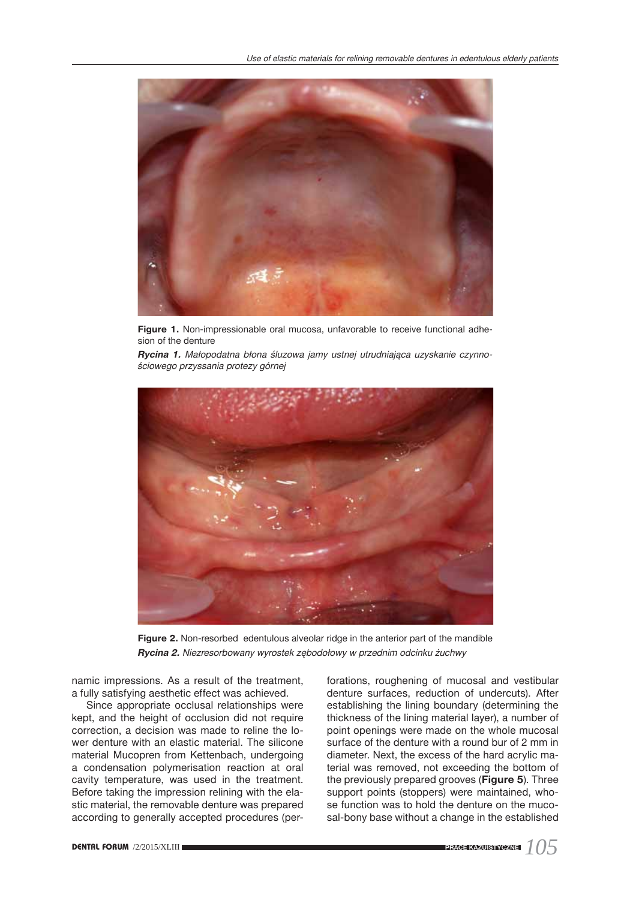**Figure 1.** Non-impressionable oral mucosa, unfavorable to receive functional adhesion of the denture

***Rycina 1.*** *Małopodatna błona śluzowa jamy ustnej utrudniająca uzyskanie czynnościowego przyssania protezy górnej*

**Figure 2.** Non-resorbed edentulous alveolar ridge in the anterior part of the mandible

***Rycina 2.*** *Niezresorbowany wyrostek zębodołowy w przednim odcinku żuchwy*

namic impressions. As a result of the treatment, a fully satisfying aesthetic effect was achieved.

Since appropriate occlusal relationships were kept, and the height of occlusion did not require correction, a decision was made to reline the lower denture with an elastic material. The silicone material Mucopren from Kettenbach, undergoing a condensation polymerisation reaction at oral cavity temperature, was used in the treatment. Before taking the impression relining with the elastic material, the removable denture was prepared according to generally accepted procedures (perforations, roughening of mucosal and vestibular denture surfaces, reduction of undercuts). After establishing the lining boundary (determining the thickness of the lining material layer), a number of point openings were made on the whole mucosal surface of the denture with a round bur of 2 mm in diameter. Next, the excess of the hard acrylic material was removed, not exceeding the bottom of the previously prepared grooves (**Figure 5**). Three support points (stoppers) were maintained, whose function was to hold the denture on the mucosal-bony base without a change in the established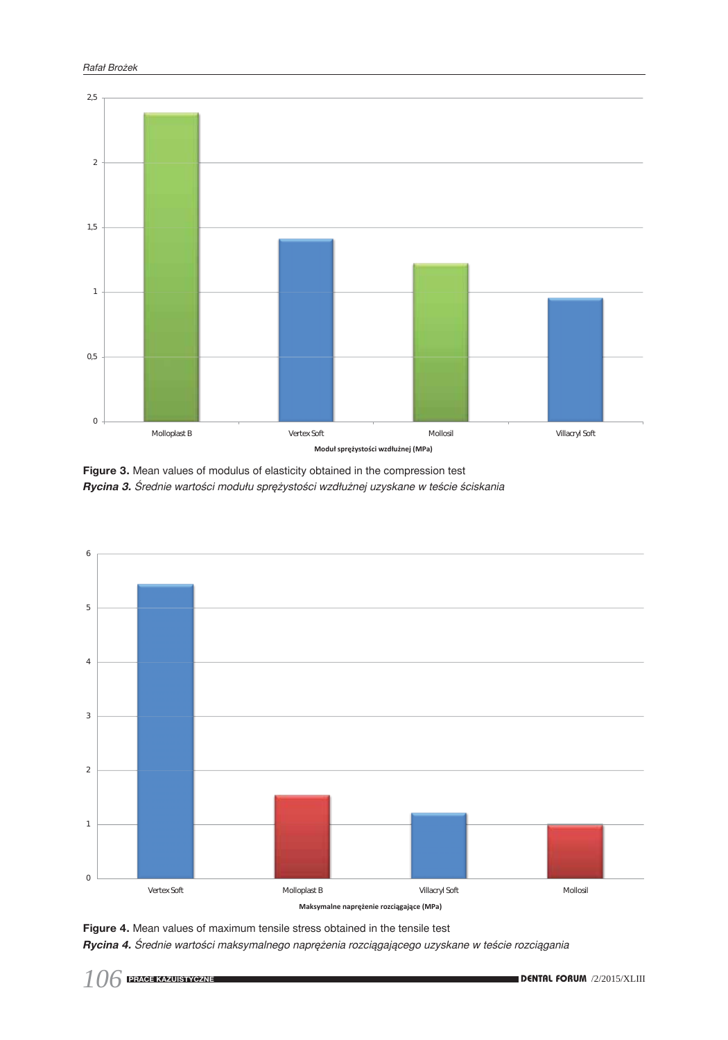**Figure 3.** Mean values of modulus of elasticity obtained in the compression test

***Rycina 3.*** *Średnie wartości modułu sprężystości wzdłużnej uzyskane w teście ściskania*

**Figure 4.** Mean values of maximum tensile stress obtained in the tensile test

***Rycina 4.*** *Średnie wartości maksymalnego naprężenia rozciągającego uzyskane w teście rozciągania*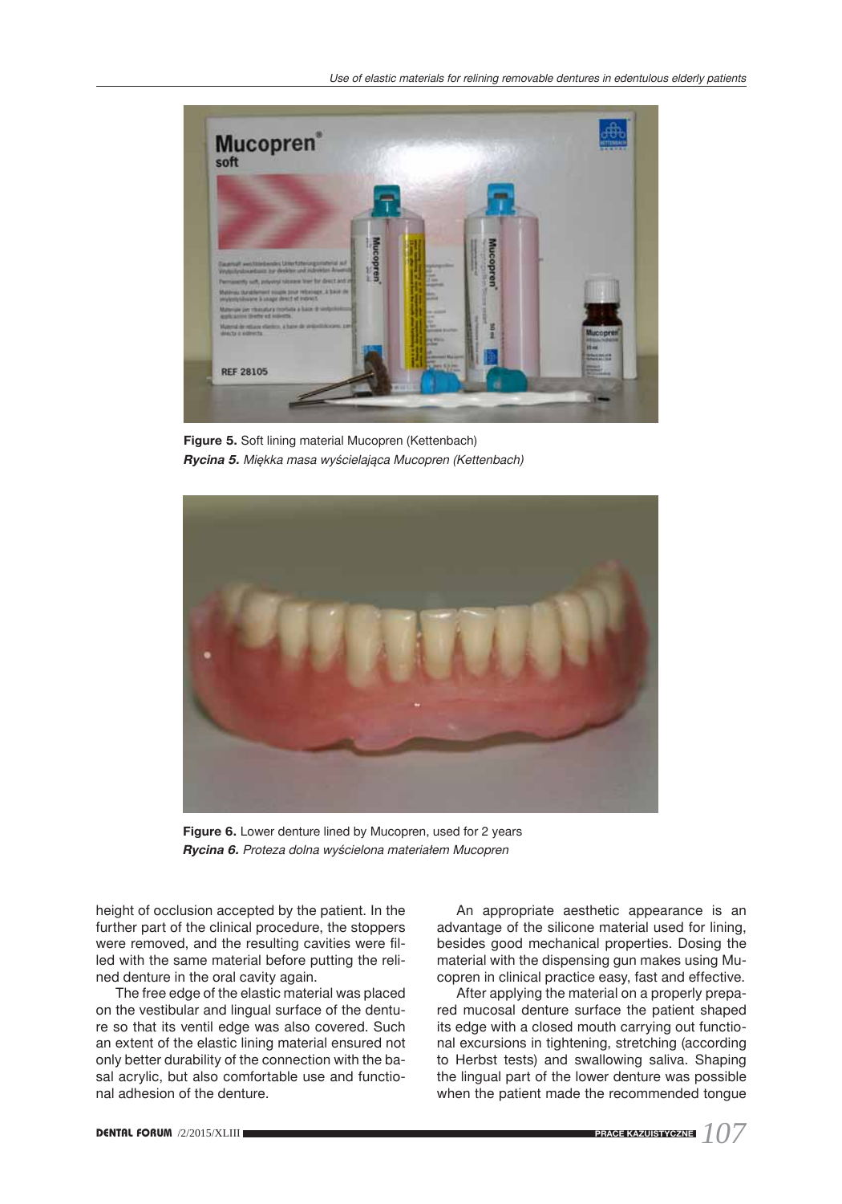**Figure 5.** Soft lining material Mucopren (Kettenbach)
***Rycina 5.*** *Miękka masa wyścielająca Mucopren (Kettenbach)*

**Figure 6.** Lower denture lined by Mucopren, used for 2 years
***Rycina 6.*** *Proteza dolna wyścielona materiałem Mucopren*

height of occlusion accepted by the patient. In the further part of the clinical procedure, the stoppers were removed, and the resulting cavities were filled with the same material before putting the relined denture in the oral cavity again.

The free edge of the elastic material was placed on the vestibular and lingual surface of the denture so that its ventil edge was also covered. Such an extent of the elastic lining material ensured not only better durability of the connection with the basal acrylic, but also comfortable use and functional adhesion of the denture.

An appropriate aesthetic appearance is an advantage of the silicone material used for lining, besides good mechanical properties. Dosing the material with the dispensing gun makes using Mucopren in clinical practice easy, fast and effective.

After applying the material on a properly prepared mucosal denture surface the patient shaped its edge with a closed mouth carrying out functional excursions in tightening, stretching (according to Herbst tests) and swallowing saliva. Shaping the lingual part of the lower denture was possible when the patient made the recommended tongue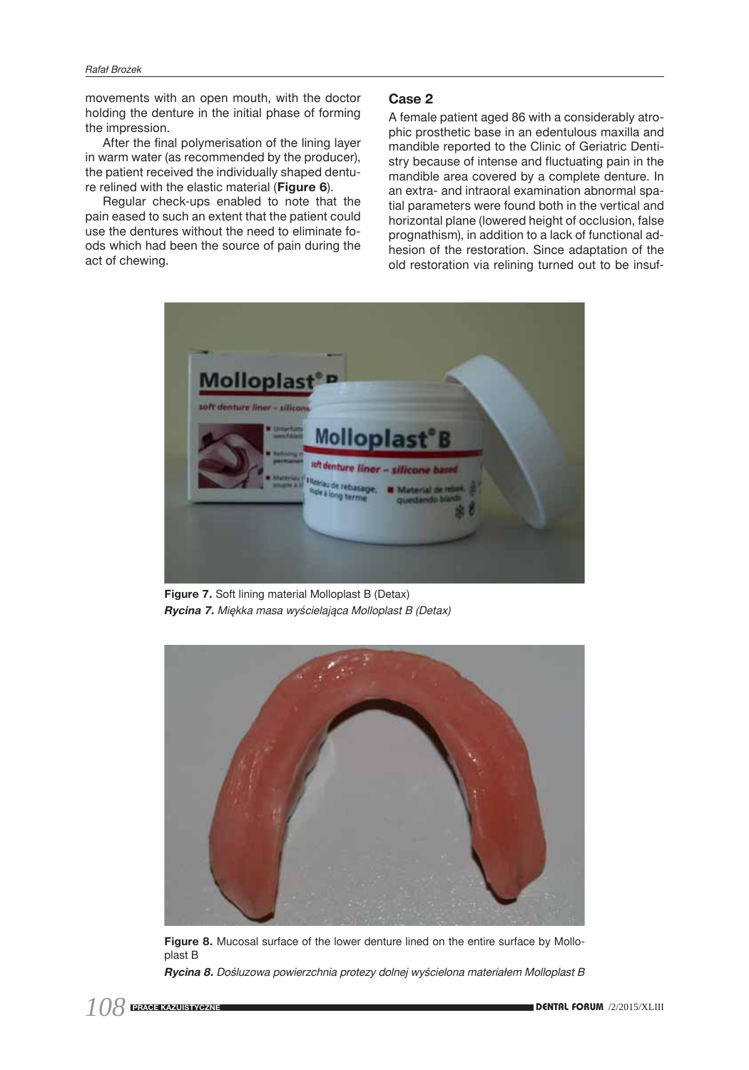movements with an open mouth, with the doctor holding the denture in the initial phase of forming the impression.

After the final polymerisation of the lining layer in warm water (as recommended by the producer), the patient received the individually shaped denture relined with the elastic material (**Figure 6**).

Regular check-ups enabled to note that the pain eased to such an extent that the patient could use the dentures without the need to eliminate foods which had been the source of pain during the act of chewing.

## Case 2

A female patient aged 86 with a considerably atrophic prosthetic base in an edentulous maxilla and mandible reported to the Clinic of Geriatric Dentistry because of intense and fluctuating pain in the mandible area covered by a complete denture. In an extra- and intraoral examination abnormal spatial parameters were found both in the vertical and horizontal plane (lowered height of occlusion, false prognathism), in addition to a lack of functional adhesion of the restoration. Since adaptation of the old restoration via relining turned out to be insuf-

**Figure 7.** Soft lining material Molloplast B (Detax)
***Rycina 7.** Miękka masa wyścielająca Molloplast B (Detax)*

**Figure 8.** Mucosal surface of the lower denture lined on the entire surface by Molloplast B
***Rycina 8.** Dośluzowa powierzchnia protezy dolnej wyścielona materiałem Molloplast B*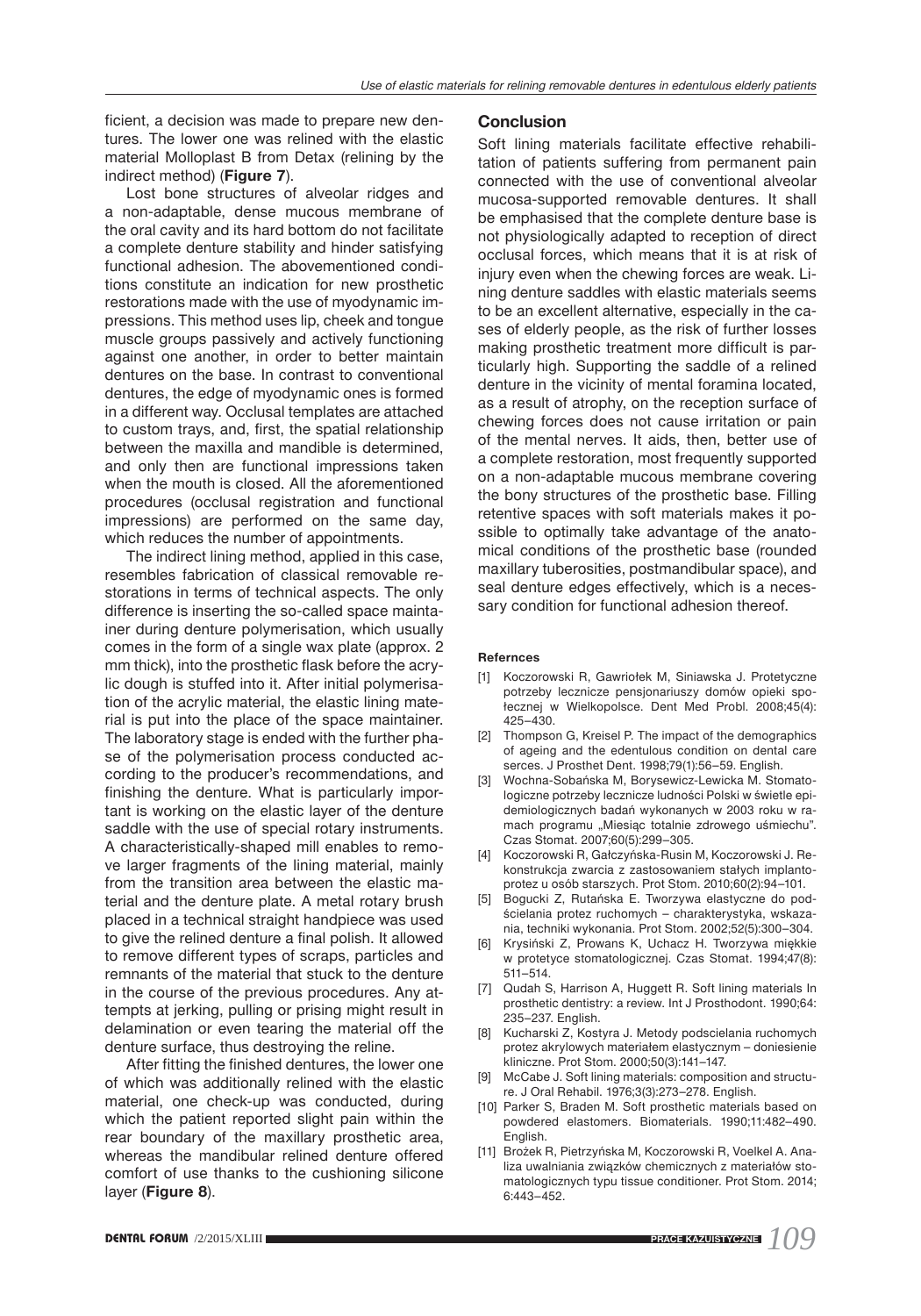ficient, a decision was made to prepare new dentures. The lower one was relined with the elastic material Molloplast B from Detax (relining by the indirect method) (**Figure 7**).

Lost bone structures of alveolar ridges and a non-adaptable, dense mucous membrane of the oral cavity and its hard bottom do not facilitate a complete denture stability and hinder satisfying functional adhesion. The abovementioned conditions constitute an indication for new prosthetic restorations made with the use of myodynamic impressions. This method uses lip, cheek and tongue muscle groups passively and actively functioning against one another, in order to better maintain dentures on the base. In contrast to conventional dentures, the edge of myodynamic ones is formed in a different way. Occlusal templates are attached to custom trays, and, first, the spatial relationship between the maxilla and mandible is determined, and only then are functional impressions taken when the mouth is closed. All the aforementioned procedures (occlusal registration and functional impressions) are performed on the same day, which reduces the number of appointments.

The indirect lining method, applied in this case, resembles fabrication of classical removable restorations in terms of technical aspects. The only difference is inserting the so-called space maintainer during denture polymerisation, which usually comes in the form of a single wax plate (approx. 2 mm thick), into the prosthetic flask before the acrylic dough is stuffed into it. After initial polymerisation of the acrylic material, the elastic lining material is put into the place of the space maintainer. The laboratory stage is ended with the further phase of the polymerisation process conducted according to the producer's recommendations, and finishing the denture. What is particularly important is working on the elastic layer of the denture saddle with the use of special rotary instruments. A characteristically-shaped mill enables to remove larger fragments of the lining material, mainly from the transition area between the elastic material and the denture plate. A metal rotary brush placed in a technical straight handpiece was used to give the relined denture a final polish. It allowed to remove different types of scraps, particles and remnants of the material that stuck to the denture in the course of the previous procedures. Any attempts at jerking, pulling or prising might result in delamination or even tearing the material off the denture surface, thus destroying the reline.

After fitting the finished dentures, the lower one of which was additionally relined with the elastic material, one check-up was conducted, during which the patient reported slight pain within the rear boundary of the maxillary prosthetic area, whereas the mandibular relined denture offered comfort of use thanks to the cushioning silicone layer (**Figure 8**).

## Conclusion

Soft lining materials facilitate effective rehabilitation of patients suffering from permanent pain connected with the use of conventional alveolar mucosa-supported removable dentures. It shall be emphasised that the complete denture base is not physiologically adapted to reception of direct occlusal forces, which means that it is at risk of injury even when the chewing forces are weak. Lining denture saddles with elastic materials seems to be an excellent alternative, especially in the cases of elderly people, as the risk of further losses making prosthetic treatment more difficult is particularly high. Supporting the saddle of a relined denture in the vicinity of mental foramina located, as a result of atrophy, on the reception surface of chewing forces does not cause irritation or pain of the mental nerves. It aids, then, better use of a complete restoration, most frequently supported on a non-adaptable mucous membrane covering the bony structures of the prosthetic base. Filling retentive spaces with soft materials makes it possible to optimally take advantage of the anatomical conditions of the prosthetic base (rounded maxillary tuberosities, postmandibular space), and seal denture edges effectively, which is a necessary condition for functional adhesion thereof.

#### Refernces

[1] Koczorowski R, Gawriołek M, Siniawska J. Protetyczne potrzeby lecznicze pensjonariuszy domów opieki społecznej w Wielkopolsce. Dent Med Probl. 2008;45(4): 425–430.

[2] Thompson G, Kreisel P. The impact of the demographics of ageing and the edentulous condition on dental care serces. J Prosthet Dent. 1998;79(1):56–59. English.

[3] Wochna-Sobańska M, Borysewicz-Lewicka M. Stomatologiczne potrzeby lecznicze ludności Polski w świetle epidemiologicznych badań wykonanych w 2003 roku w ramach programu „Miesiąc totalnie zdrowego uśmiechu". Czas Stomat. 2007;60(5):299–305.

[4] Koczorowski R, Gałczyńska-Rusin M, Koczorowski J. Rekonstrukcja zwarcia z zastosowaniem stałych implantoprotez u osób starszych. Prot Stom. 2010;60(2):94–101.

[5] Bogucki Z, Rutańska E. Tworzywa elastyczne do podścielania protez ruchomych – charakterystyka, wskazania, techniki wykonania. Prot Stom. 2002;52(5):300–304.

[6] Krysiński Z, Prowans K, Uchacz H. Tworzywa miękkie w protetyce stomatologicznej. Czas Stomat. 1994;47(8): 511–514.

[7] Qudah S, Harrison A, Huggett R. Soft lining materials In prosthetic dentistry: a review. Int J Prosthodont. 1990;64: 235–237. English.

[8] Kucharski Z, Kostyra J. Metody podscielania ruchomych protez akrylowych materiałem elastycznym – doniesienie kliniczne. Prot Stom. 2000;50(3):141–147.

[9] McCabe J. Soft lining materials: composition and structure. J Oral Rehabil. 1976;3(3):273–278. English.

[10] Parker S, Braden M. Soft prosthetic materials based on powdered elastomers. Biomaterials. 1990;11:482–490. English.

[11] Brożek R, Pietrzyńska M, Koczorowski R, Voelkel A. Analiza uwalniania związków chemicznych z materiałów stomatologicznych typu tissue conditioner. Prot Stom. 2014; 6:443–452.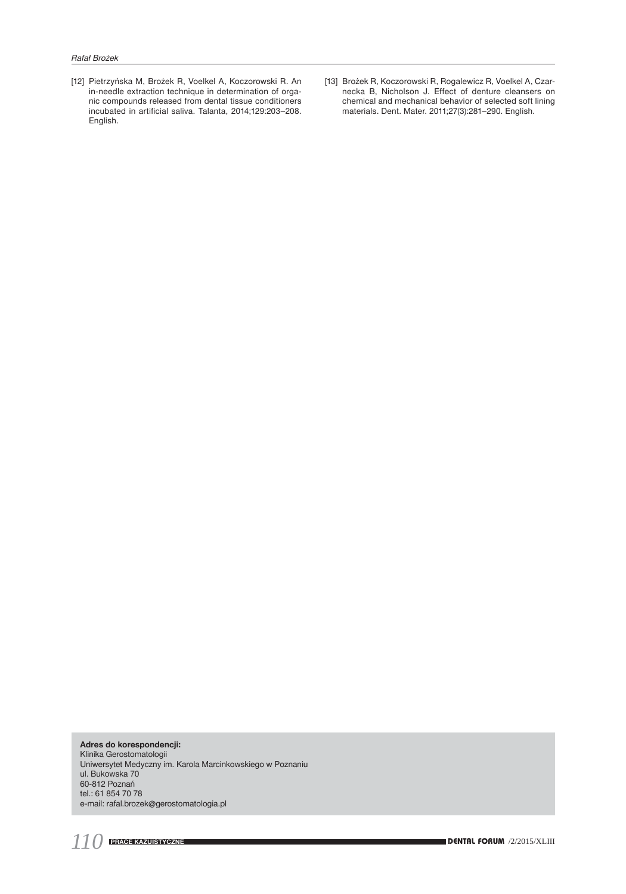[12] Pietrzyńska M, Brożek R, Voelkel A, Koczorowski R. An in-needle extraction technique in determination of organic compounds released from dental tissue conditioners incubated in artificial saliva. Talanta, 2014;129:203–208. English.

[13] Brożek R, Koczorowski R, Rogalewicz R, Voelkel A, Czarnecka B, Nicholson J. Effect of denture cleansers on chemical and mechanical behavior of selected soft lining materials. Dent. Mater. 2011;27(3):281–290. English.

**Adres do korespondencji:**
Klinika Gerostomatologii
Uniwersytet Medyczny im. Karola Marcinkowskiego w Poznaniu
ul. Bukowska 70
60-812 Poznań
tel.: 61 854 70 78
e-mail: rafal.brozek@gerostomatologia.pl